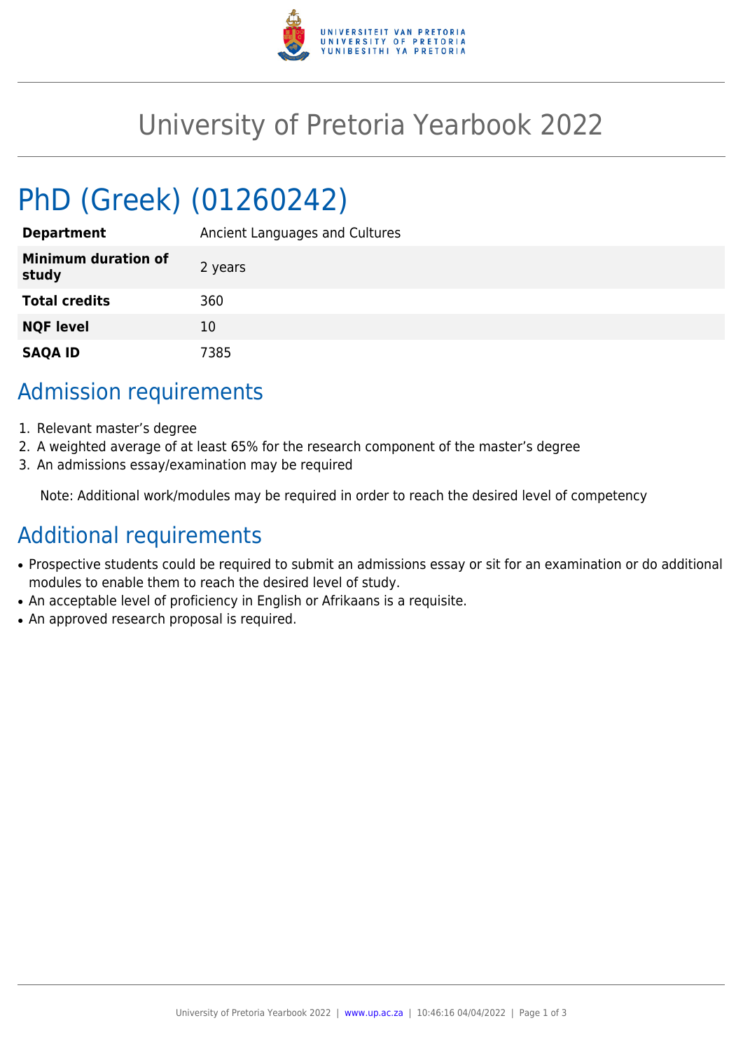# University of Pretoria Yearbook 2022

## PhD (Greek) (01260242)

| | |
|---|---|
| **Department** | Ancient Languages and Cultures |
| **Minimum duration of study** | 2 years |
| **Total credits** | 360 |
| **NQF level** | 10 |
| **SAQA ID** | 7385 |

## Admission requirements

1. Relevant master's degree
2. A weighted average of at least 65% for the research component of the master's degree
3. An admissions essay/examination may be required

Note: Additional work/modules may be required in order to reach the desired level of competency

## Additional requirements

- Prospective students could be required to submit an admissions essay or sit for an examination or do additional modules to enable them to reach the desired level of study.
- An acceptable level of proficiency in English or Afrikaans is a requisite.
- An approved research proposal is required.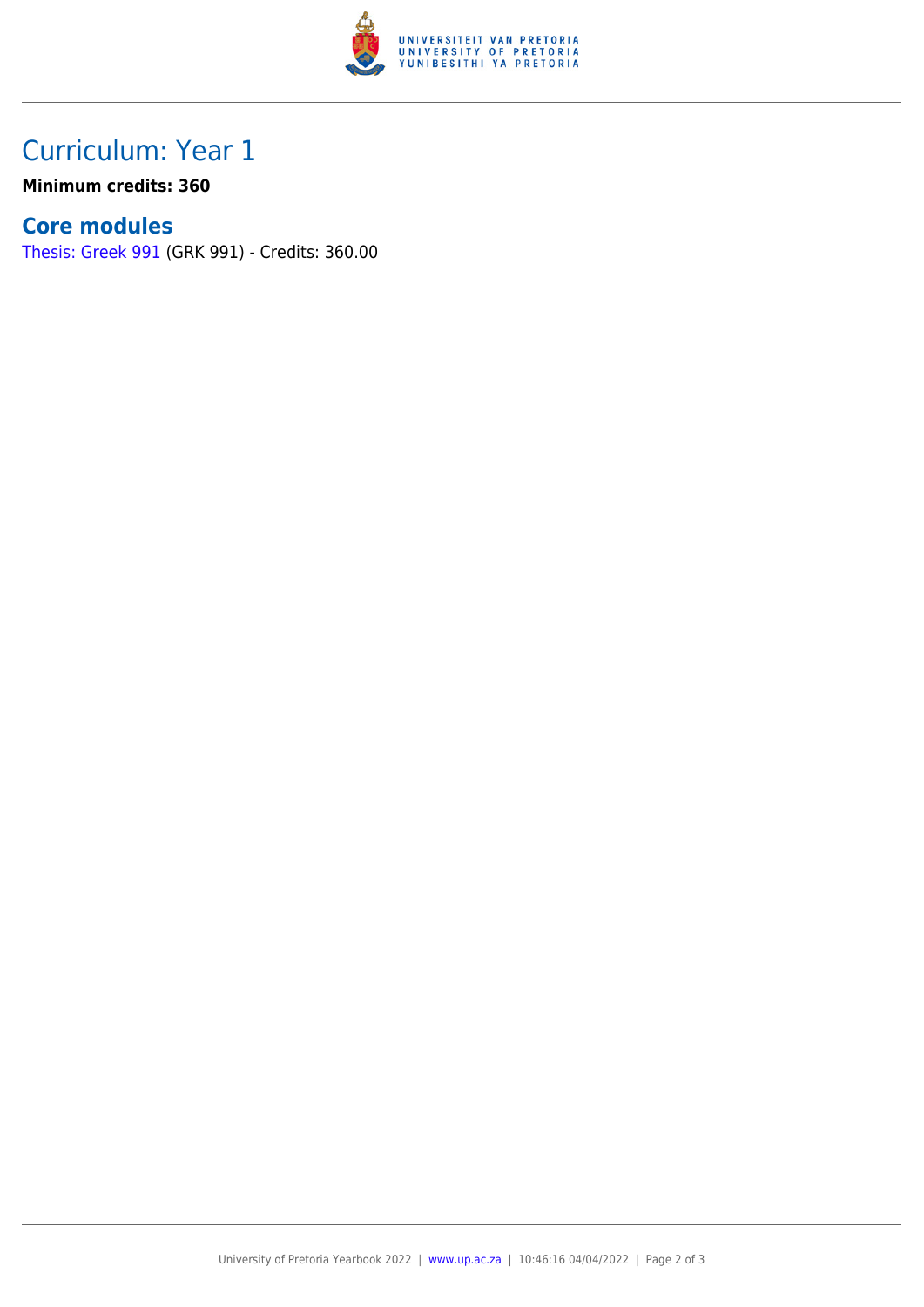# Curriculum: Year 1

**Minimum credits: 360**

## Core modules

Thesis: Greek 991 (GRK 991) - Credits: 360.00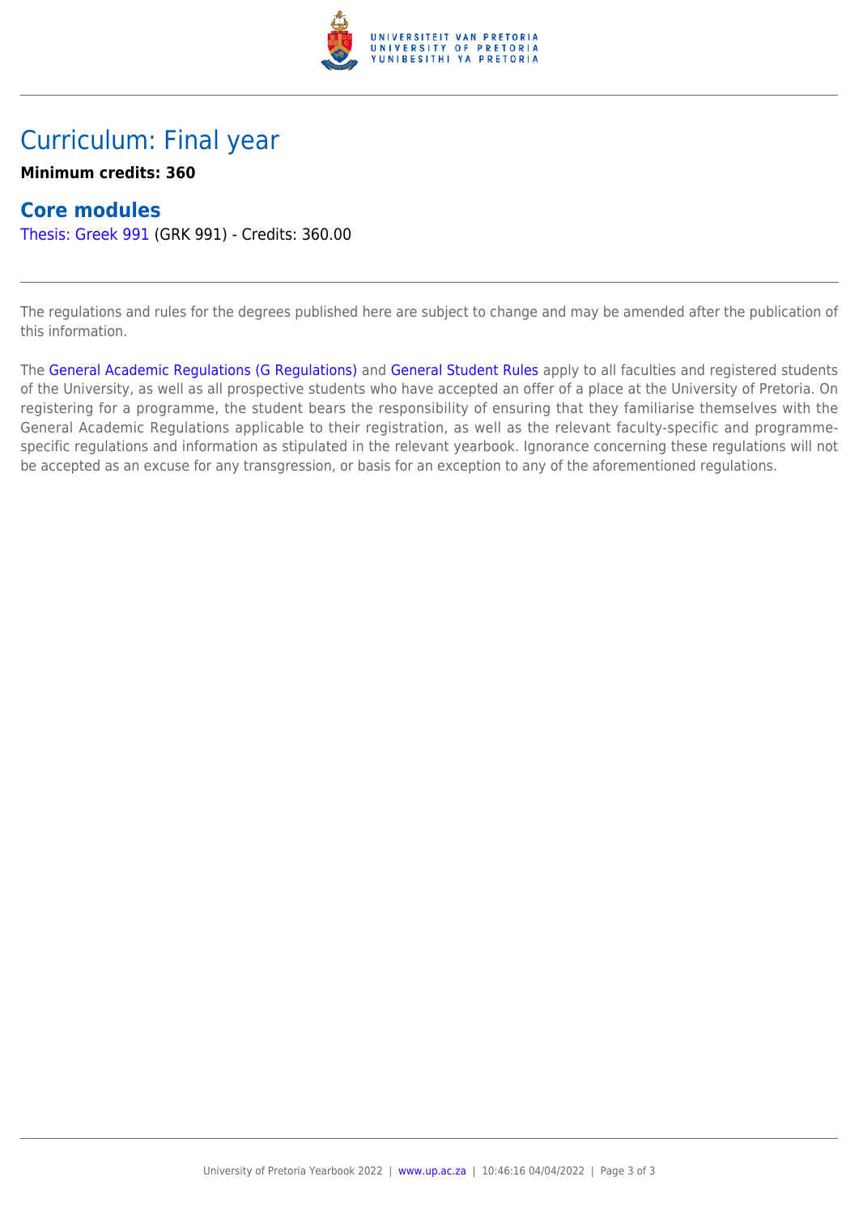## Curriculum: Final year

**Minimum credits: 360**

### Core modules

Thesis: Greek 991 (GRK 991) - Credits: 360.00

---

The regulations and rules for the degrees published here are subject to change and may be amended after the publication of this information.

The General Academic Regulations (G Regulations) and General Student Rules apply to all faculties and registered students of the University, as well as all prospective students who have accepted an offer of a place at the University of Pretoria. On registering for a programme, the student bears the responsibility of ensuring that they familiarise themselves with the General Academic Regulations applicable to their registration, as well as the relevant faculty-specific and programme-specific regulations and information as stipulated in the relevant yearbook. Ignorance concerning these regulations will not be accepted as an excuse for any transgression, or basis for an exception to any of the aforementioned regulations.